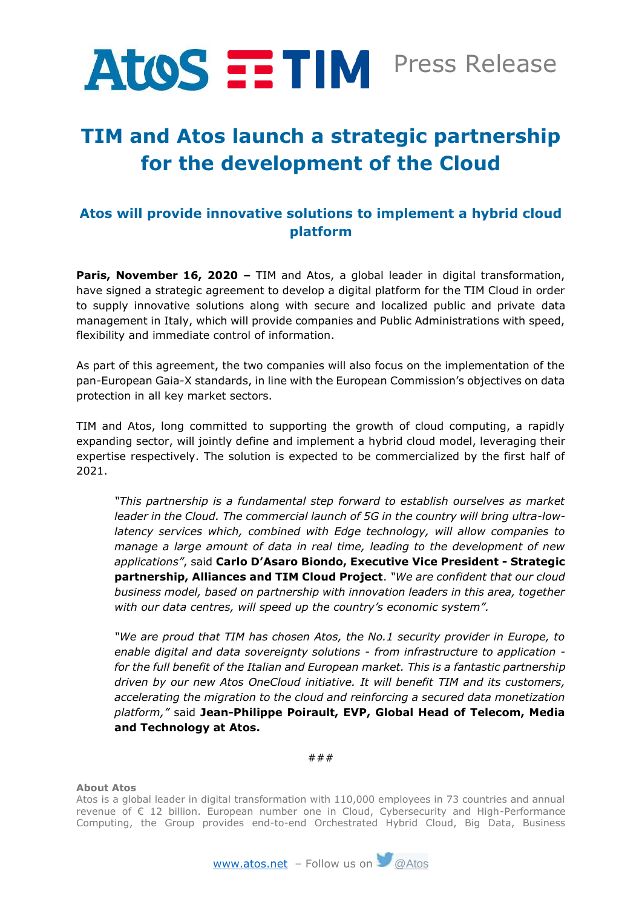Press Release

# TIM and Atos launch a strategic partnership for the development of the Cloud

## Atos will provide innovative solutions to implement a hybrid cloud platform

**Paris, November 16, 2020 –** TIM and Atos, a global leader in digital transformation, have signed a strategic agreement to develop a digital platform for the TIM Cloud in order to supply innovative solutions along with secure and localized public and private data management in Italy, which will provide companies and Public Administrations with speed, flexibility and immediate control of information.

As part of this agreement, the two companies will also focus on the implementation of the pan-European Gaia-X standards, in line with the European Commission's objectives on data protection in all key market sectors.

TIM and Atos, long committed to supporting the growth of cloud computing, a rapidly expanding sector, will jointly define and implement a hybrid cloud model, leveraging their expertise respectively. The solution is expected to be commercialized by the first half of 2021.

> *"This partnership is a fundamental step forward to establish ourselves as market leader in the Cloud. The commercial launch of 5G in the country will bring ultra-low-latency services which, combined with Edge technology, will allow companies to manage a large amount of data in real time, leading to the development of new applications"*, said **Carlo D'Asaro Biondo, Executive Vice President - Strategic partnership, Alliances and TIM Cloud Project**. *"We are confident that our cloud business model, based on partnership with innovation leaders in this area, together with our data centres, will speed up the country's economic system".*
>
> *"We are proud that TIM has chosen Atos, the No.1 security provider in Europe, to enable digital and data sovereignty solutions - from infrastructure to application - for the full benefit of the Italian and European market. This is a fantastic partnership driven by our new Atos OneCloud initiative. It will benefit TIM and its customers, accelerating the migration to the cloud and reinforcing a secured data monetization platform,"* said **Jean-Philippe Poirault, EVP, Global Head of Telecom, Media and Technology at Atos.**

###

**About Atos**

Atos is a global leader in digital transformation with 110,000 employees in 73 countries and annual revenue of € 12 billion. European number one in Cloud, Cybersecurity and High-Performance Computing, the Group provides end-to-end Orchestrated Hybrid Cloud, Big Data, Business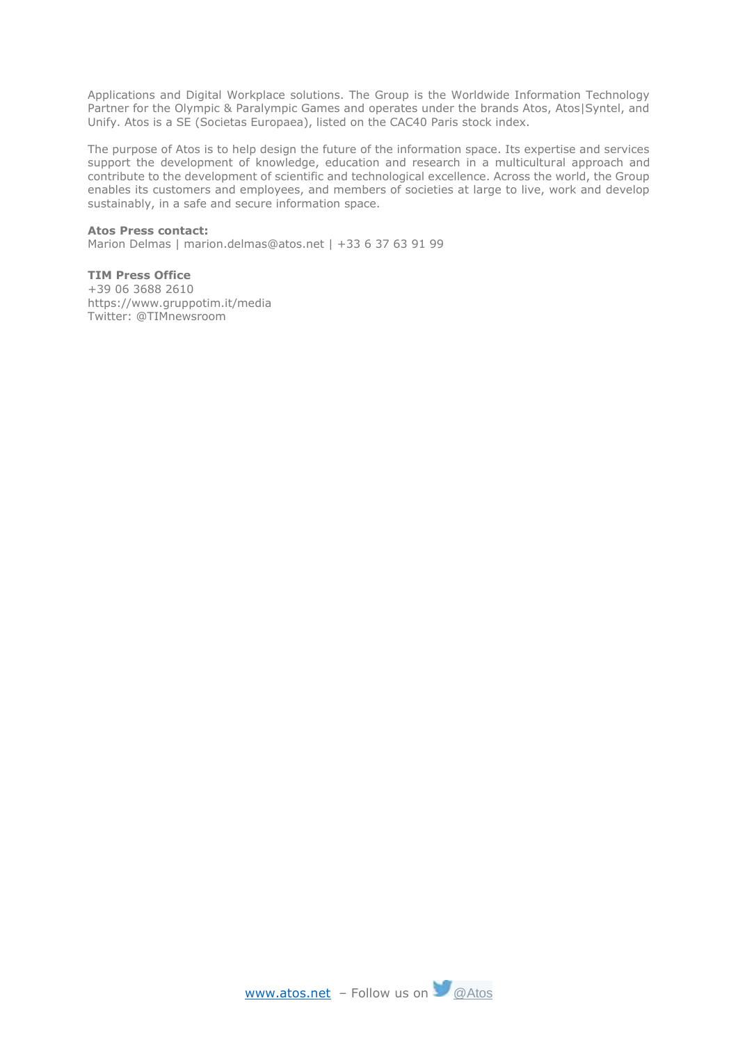Applications and Digital Workplace solutions. The Group is the Worldwide Information Technology Partner for the Olympic & Paralympic Games and operates under the brands Atos, Atos|Syntel, and Unify. Atos is a SE (Societas Europaea), listed on the CAC40 Paris stock index.

The purpose of Atos is to help design the future of the information space. Its expertise and services support the development of knowledge, education and research in a multicultural approach and contribute to the development of scientific and technological excellence. Across the world, the Group enables its customers and employees, and members of societies at large to live, work and develop sustainably, in a safe and secure information space.

**Atos Press contact:**
Marion Delmas | marion.delmas@atos.net | +33 6 37 63 91 99

**TIM Press Office**
+39 06 3688 2610
https://www.gruppotim.it/media
Twitter: @TIMnewsroom

www.atos.net – Follow us on @Atos